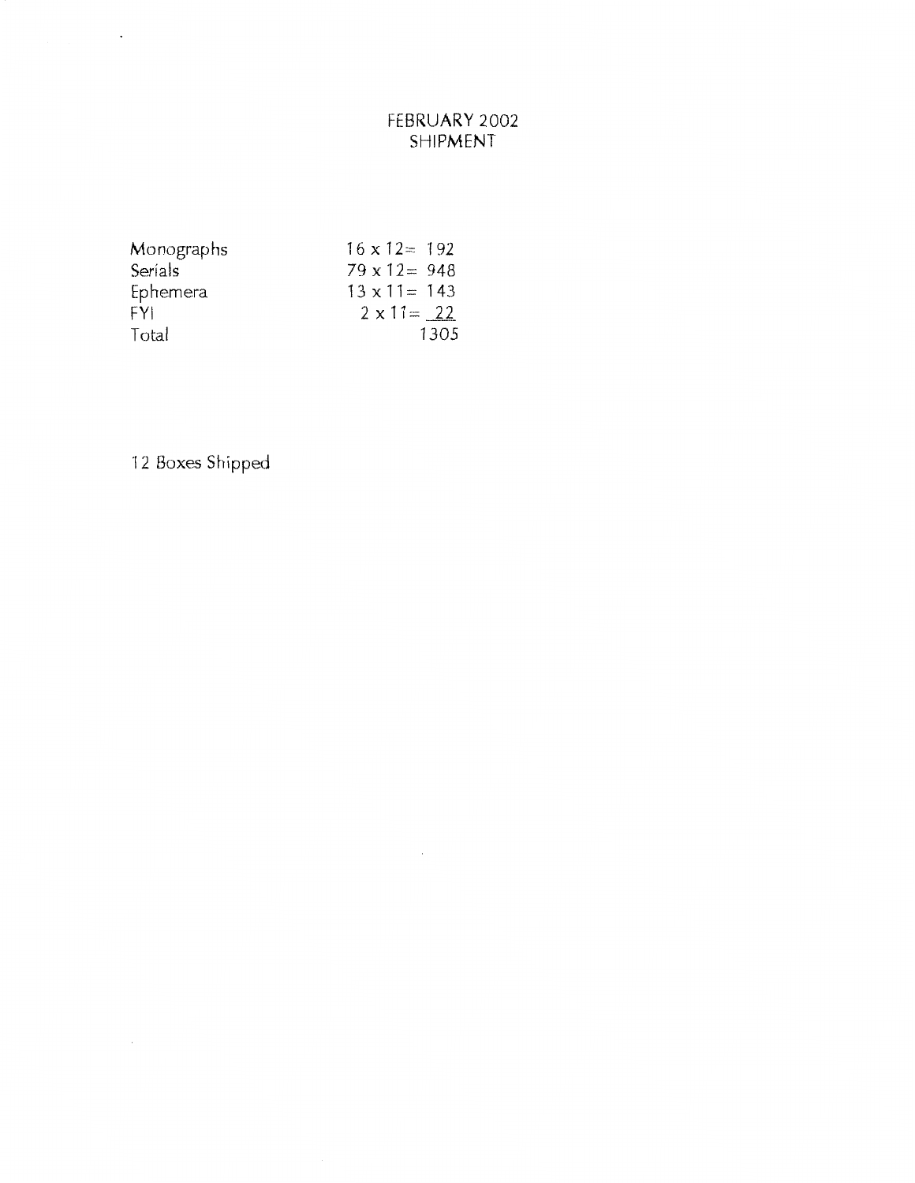# FEBRUARY 2002
# SHIPMENT

| | |
|---|---|
| Monographs | 16 x 12= 192 |
| Serials | 79 x 12= 948 |
| Ephemera | 13 x 11= 143 |
| FYI | 2 x 11= 22 |
| Total | 1305 |

12 Boxes Shipped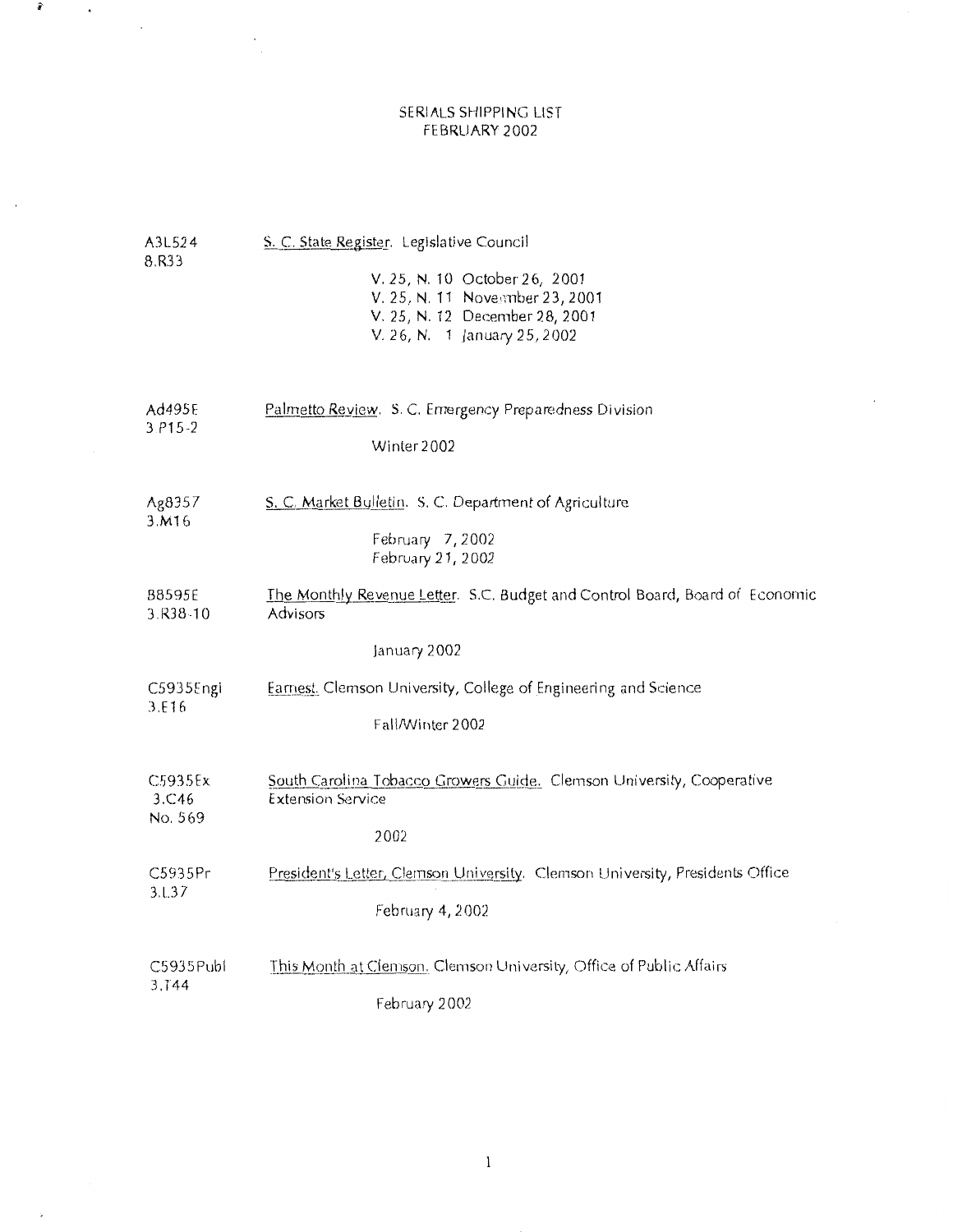# SERIALS SHIPPING LIST
## FEBRUARY 2002

A3L524
8.R33

S. C. State Register. Legislative Council

V. 25, N. 10 October 26, 2001
V. 25, N. 11 November 23, 2001
V. 25, N. 12 December 28, 2001
V. 26, N. 1 January 25, 2002

Ad495E
3 P15-2

Palmetto Review. S. C. Emergency Preparedness Division

Winter 2002

Ag8357
3.M16

S. C. Market Bulletin. S. C. Department of Agriculture

February 7, 2002
February 21, 2002

B8595E
3.R38-10

The Monthly Revenue Letter. S.C. Budget and Control Board, Board of Economic Advisors

January 2002

C5935Engi
3.E16

Earnest. Clemson University, College of Engineering and Science

Fall/Winter 2002

C5935Ex
3.C46
No. 569

South Carolina Tobacco Growers Guide. Clemson University, Cooperative Extension Service

2002

C5935Pr
3.L37

President's Letter, Clemson University. Clemson University, Presidents Office

February 4, 2002

C5935Publ
3.T44

This Month at Clemson. Clemson University, Office of Public Affairs

February 2002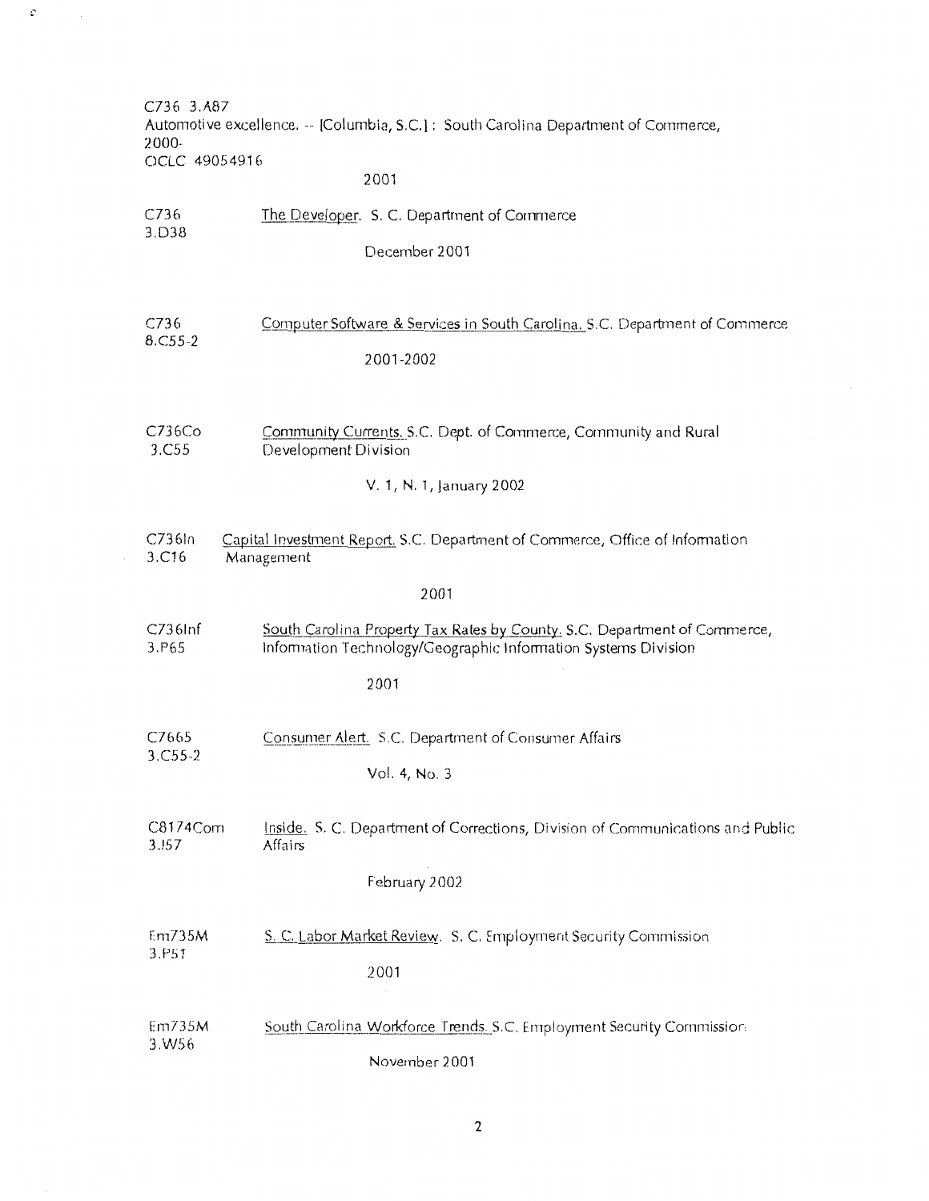C736 3.A87
Automotive excellence. -- [Columbia, S.C.] : South Carolina Department of Commerce, 2000-
OCLC 49054916

2001

C736 3.D38 — The Developer. S. C. Department of Commerce

December 2001

C736 8.C55-2 — Computer Software & Services in South Carolina. S.C. Department of Commerce

2001-2002

C736Co 3.C55 — Community Currents. S.C. Dept. of Commerce, Community and Rural Development Division

V. 1, N. 1, January 2002

C736In 3.C16 — Capital Investment Report. S.C. Department of Commerce, Office of Information Management

2001

C736Inf 3.P65 — South Carolina Property Tax Rates by County. S.C. Department of Commerce, Information Technology/Geographic Information Systems Division

2001

C7665 3.C55-2 — Consumer Alert. S.C. Department of Consumer Affairs

Vol. 4, No. 3

C8174Com 3.I57 — Inside. S. C. Department of Corrections, Division of Communications and Public Affairs

February 2002

Em735M 3.P51 — S. C. Labor Market Review. S. C. Employment Security Commission

2001

Em735M 3.W56 — South Carolina Workforce Trends. S.C. Employment Security Commission

November 2001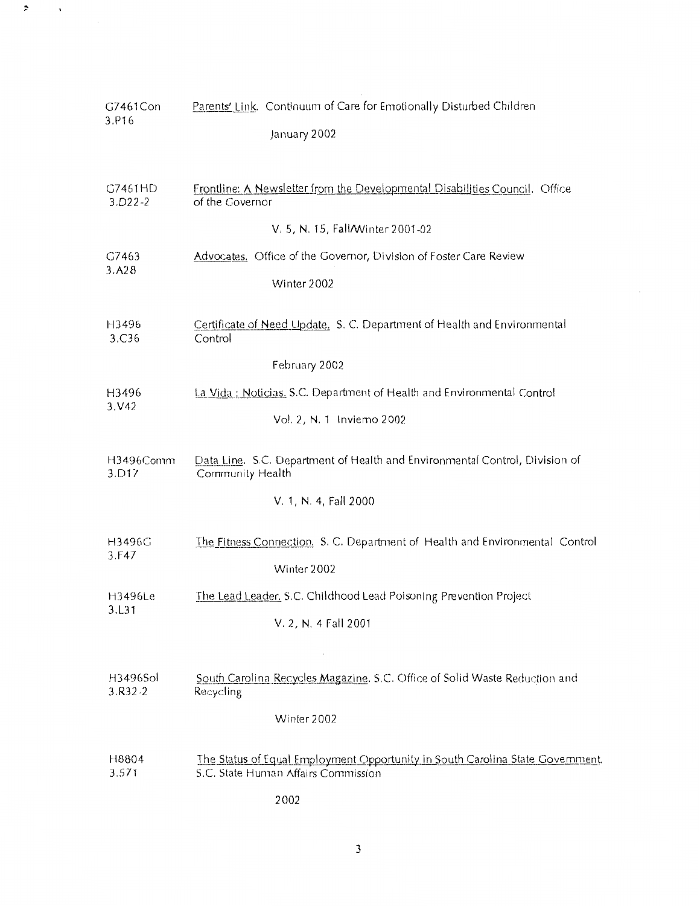G7461Con
3.P16

Parents' Link. Continuum of Care for Emotionally Disturbed Children

January 2002

G7461HD
3.D22-2

Frontline: A Newsletter from the Developmental Disabilities Council. Office of the Governor

V. 5, N. 15, Fall/Winter 2001-02

G7463
3.A28

Advocates. Office of the Governor, Division of Foster Care Review

Winter 2002

H3496
3.C36

Certificate of Need Update. S. C. Department of Health and Environmental Control

February 2002

H3496
3.V42

La Vida : Noticias. S.C. Department of Health and Environmental Control

Vol. 2, N. 1 Invierno 2002

H3496Comm
3.D17

Data Line. S.C. Department of Health and Environmental Control, Division of Community Health

V. 1, N. 4, Fall 2000

H3496G
3.F47

The Fitness Connection. S. C. Department of Health and Environmental Control

Winter 2002

H3496Le
3.L31

The Lead Leader. S.C. Childhood Lead Poisoning Prevention Project

V. 2, N. 4 Fall 2001

H3496Sol
3.R32-2

South Carolina Recycles Magazine. S.C. Office of Solid Waste Reduction and Recycling

Winter 2002

H8804
3.S71

The Status of Equal Employment Opportunity in South Carolina State Government. S.C. State Human Affairs Commission

2002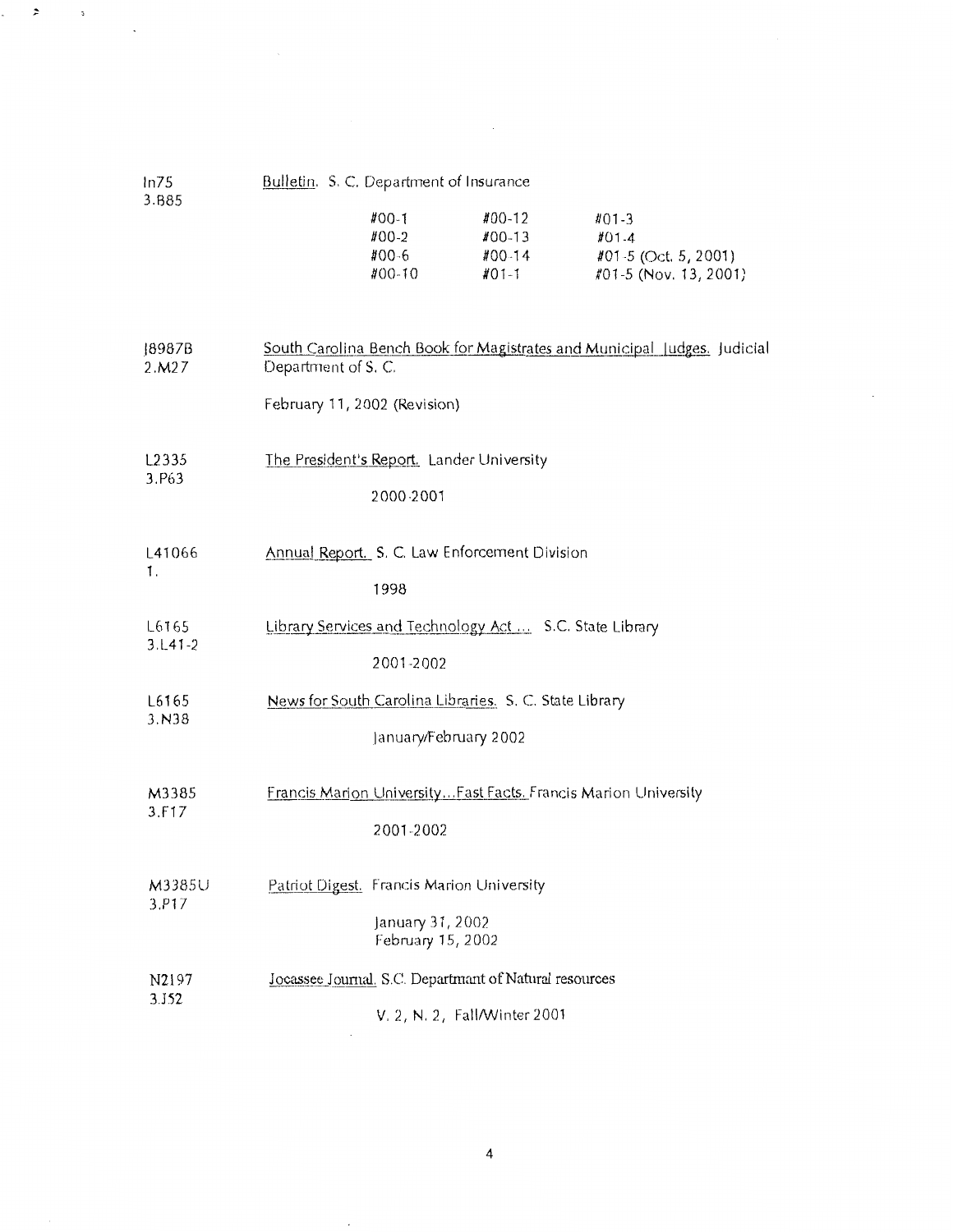In75
3.B85

Bulletin. S. C. Department of Insurance

| | | |
|---|---|---|
| #00-1 | #00-12 | #01-3 |
| #00-2 | #00-13 | #01-4 |
| #00-6 | #00-14 | #01-5 (Oct. 5, 2001) |
| #00-10 | #01-1 | #01-5 (Nov. 13, 2001) |

J8987B
2.M27

South Carolina Bench Book for Magistrates and Municipal Judges. Judicial Department of S. C.

February 11, 2002 (Revision)

L2335
3.P63

The President's Report. Lander University

2000-2001

L41066
1.

Annual Report. S. C. Law Enforcement Division

1998

L6165
3.L41-2

Library Services and Technology Act ... S.C. State Library

2001-2002

L6165
3.N38

News for South Carolina Libraries. S. C. State Library

January/February 2002

M3385
3.F17

Francis Marion University...Fast Facts. Francis Marion University

2001-2002

M3385U
3.P17

Patriot Digest. Francis Marion University

January 31, 2002
February 15, 2002

N2197
3.J52

Jocassee Journal. S.C. Departmant of Natural resources

V. 2, N. 2, Fall/Winter 2001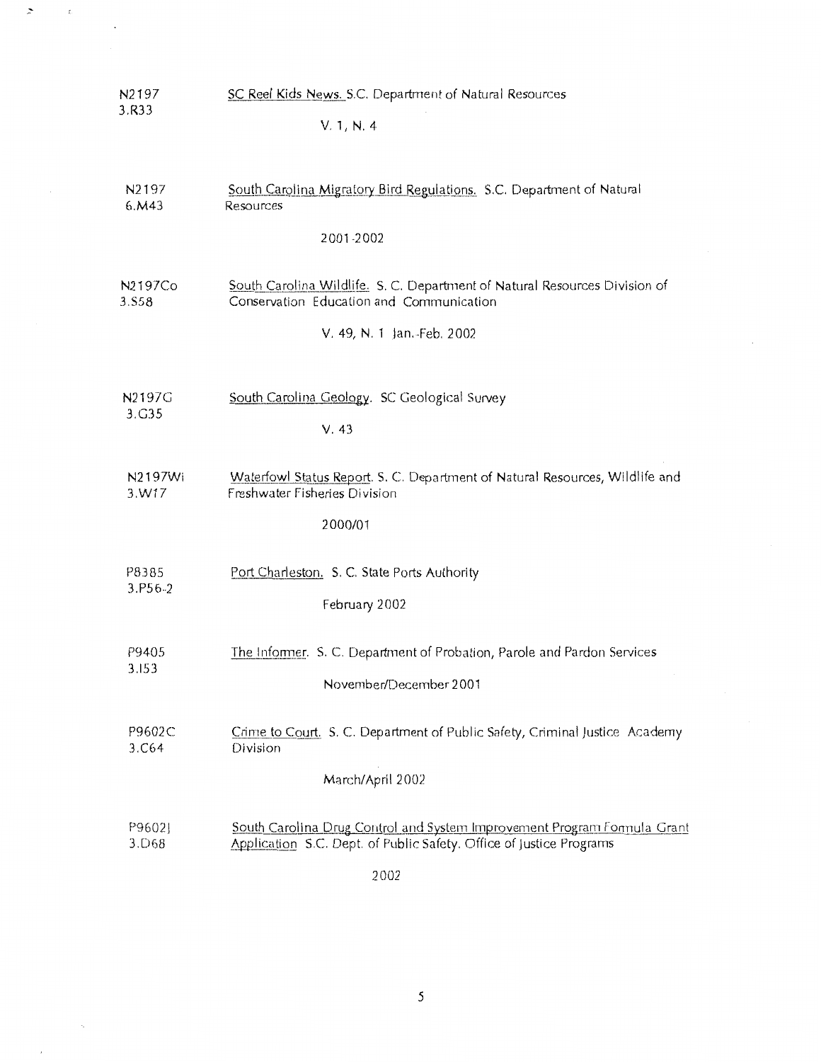N2197
3.R33

SC Reef Kids News. S.C. Department of Natural Resources

V. 1, N. 4

N2197
6.M43

South Carolina Migratory Bird Regulations. S.C. Department of Natural Resources

2001-2002

N2197Co
3.S58

South Carolina Wildlife. S. C. Department of Natural Resources Division of Conservation Education and Communication

V. 49, N. 1 Jan.-Feb. 2002

N2197G
3.G35

South Carolina Geology. SC Geological Survey

V. 43

N2197Wi
3.W17

Waterfowl Status Report. S. C. Department of Natural Resources, Wildlife and Freshwater Fisheries Division

2000/01

P8385
3.P56-2

Port Charleston. S. C. State Ports Authority

February 2002

P9405
3.I53

The Informer. S. C. Department of Probation, Parole and Pardon Services

November/December 2001

P9602C
3.C64

Crime to Court. S. C. Department of Public Safety, Criminal Justice Academy Division

March/April 2002

P9602J
3.D68

South Carolina Drug Control and System Improvement Program Formula Grant Application S.C. Dept. of Public Safety. Office of Justice Programs

2002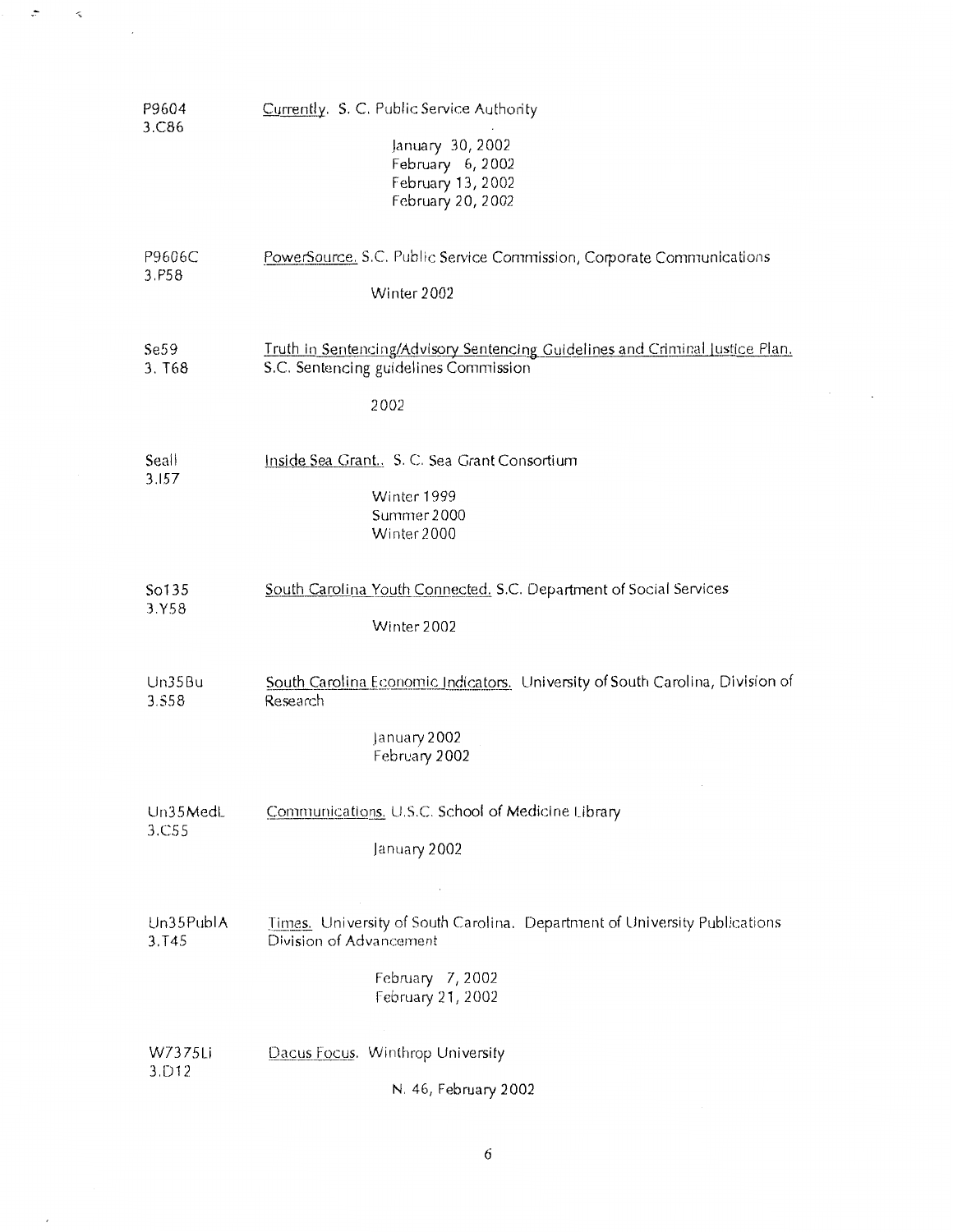P9604
3.C86

Currently. S. C. Public Service Authority

January 30, 2002
February 6, 2002
February 13, 2002
February 20, 2002

P9606C
3.P58

PowerSource. S.C. Public Service Commission, Corporate Communications

Winter 2002

Se59
3. T68

Truth In Sentencing/Advisory Sentencing Guidelines and Criminal Justice Plan. S.C. Sentencing guidelines Commission

2002

Seall
3.I57

Inside Sea Grant.. S. C. Sea Grant Consortium

Winter 1999
Summer 2000
Winter 2000

So135
3.Y58

South Carolina Youth Connected. S.C. Department of Social Services

Winter 2002

Un35Bu
3.S58

South Carolina Economic Indicators. University of South Carolina, Division of Research

January 2002
February 2002

Un35MedL
3.C55

Communications. U.S.C. School of Medicine Library

January 2002

Un35PublA
3.T45

Times. University of South Carolina. Department of University Publications Division of Advancement

February 7, 2002
February 21, 2002

W7375Li
3.D12

Dacus Focus. Winthrop University

N. 46, February 2002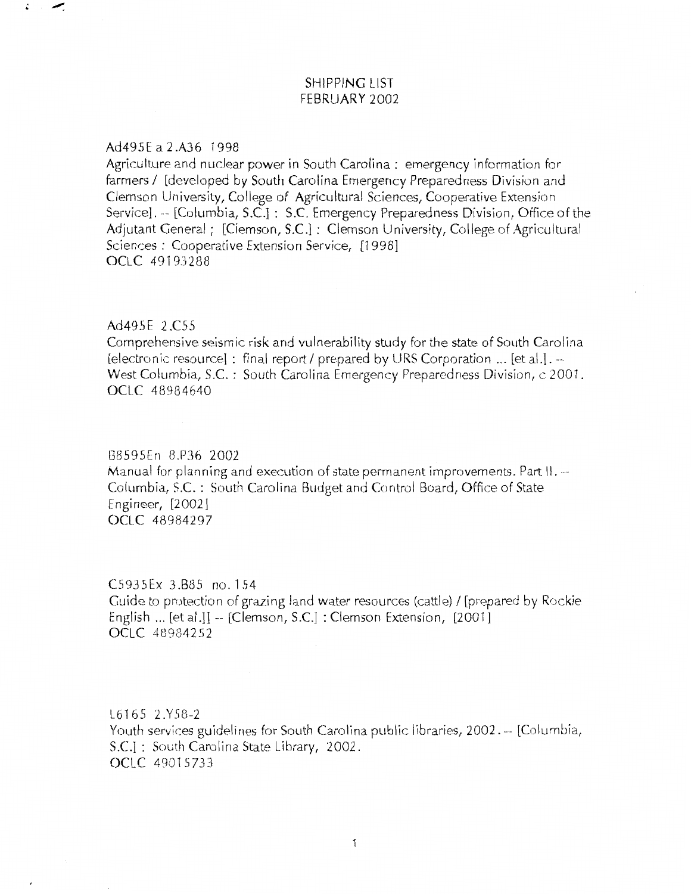# SHIPPING LIST
# FEBRUARY 2002

Ad495E a 2.A36 1998
Agriculture and nuclear power in South Carolina : emergency information for farmers / [developed by South Carolina Emergency Preparedness Division and Clemson University, College of Agricultural Sciences, Cooperative Extension Service]. -- [Columbia, S.C.] : S.C. Emergency Preparedness Division, Office of the Adjutant General ; [Clemson, S.C.] : Clemson University, College of Agricultural Sciences : Cooperative Extension Service, [1998]
OCLC 49193288

Ad495E 2.C55
Comprehensive seismic risk and vulnerability study for the state of South Carolina [electronic resource] : final report / prepared by URS Corporation ... [et al.]. -- West Columbia, S.C. : South Carolina Emergency Preparedness Division, c 2001.
OCLC 48984640

B8595En 8.P36 2002
Manual for planning and execution of state permanent improvements. Part II. -- Columbia, S.C. : South Carolina Budget and Control Board, Office of State Engineer, [2002]
OCLC 48984297

C5935Ex 3.B85 no. 154
Guide to protection of grazing land water resources (cattle) / [prepared by Rockie English ... [et al.]] -- [Clemson, S.C.] : Clemson Extension, [2001]
OCLC 48984252

L6165 2.Y58-2
Youth services guidelines for South Carolina public libraries, 2002. -- [Columbia, S.C.] : South Carolina State Library, 2002.
OCLC 49015733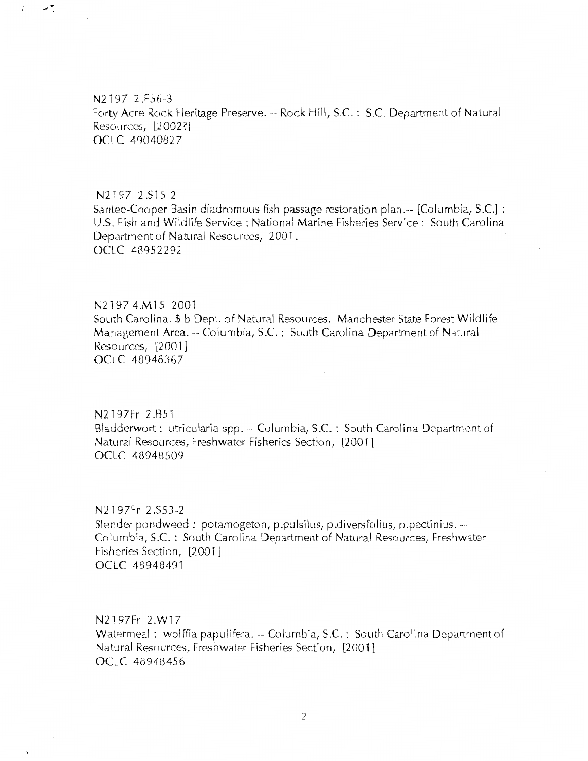N2197 2.F56-3
Forty Acre Rock Heritage Preserve. -- Rock Hill, S.C. : S.C. Department of Natural Resources, [2002?]
OCLC 49040827

N2197 2.S15-2
Santee-Cooper Basin diadromous fish passage restoration plan.-- [Columbia, S.C.] : U.S. Fish and Wildlife Service : National Marine Fisheries Service : South Carolina Department of Natural Resources, 2001.
OCLC 48952292

N2197 4.M15 2001
South Carolina. $ b Dept. of Natural Resources. Manchester State Forest Wildlife Management Area. -- Columbia, S.C. : South Carolina Department of Natural Resources, [2001]
OCLC 48948367

N2197Fr 2.B51
Bladderwort : utricularia spp. -- Columbia, S.C. : South Carolina Department of Natural Resources, Freshwater Fisheries Section, [2001]
OCLC 48948509

N2197Fr 2.S53-2
Slender pondweed : potamogeton, p.pulsilus, p.diversfolius, p.pectinius. -- Columbia, S.C. : South Carolina Department of Natural Resources, Freshwater Fisheries Section, [2001]
OCLC 48948491

N2197Fr 2.W17
Watermeal : wolffia papulifera. -- Columbia, S.C. : South Carolina Department of Natural Resources, Freshwater Fisheries Section, [2001]
OCLC 48948456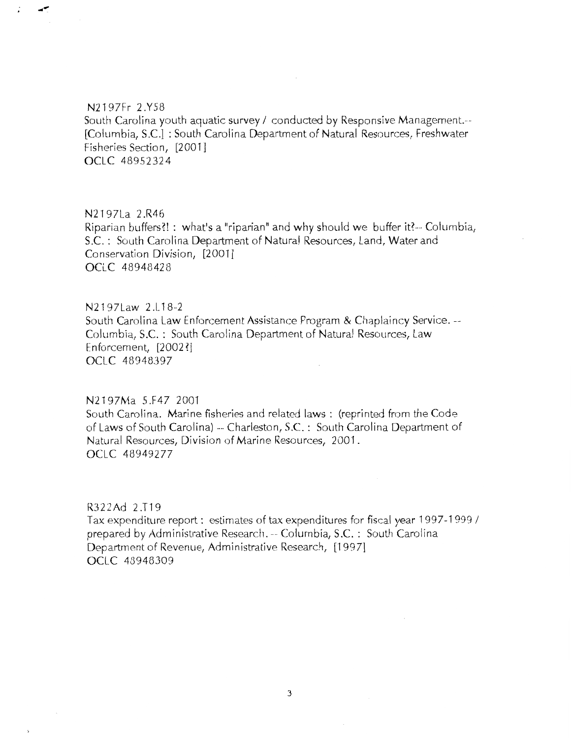N2197Fr 2.Y58
South Carolina youth aquatic survey / conducted by Responsive Management.-- [Columbia, S.C.] : South Carolina Department of Natural Resources, Freshwater Fisheries Section, [2001]
OCLC 48952324

N2197La 2.R46
Riparian buffers?! : what's a "riparian" and why should we buffer it?-- Columbia, S.C. : South Carolina Department of Natural Resources, Land, Water and Conservation Division, [2001]
OCLC 48948428

N2197Law 2.L18-2
South Carolina Law Enforcement Assistance Program & Chaplaincy Service. -- Columbia, S.C. : South Carolina Department of Natural Resources, Law Enforcement, [2002?]
OCLC 48948397

N2197Ma 5.F47 2001
South Carolina. Marine fisheries and related laws : (reprinted from the Code of Laws of South Carolina) -- Charleston, S.C. : South Carolina Department of Natural Resources, Division of Marine Resources, 2001.
OCLC 48949277

R322Ad 2.T19
Tax expenditure report : estimates of tax expenditures for fiscal year 1997-1999 / prepared by Administrative Research. -- Columbia, S.C. : South Carolina Department of Revenue, Administrative Research, [1997]
OCLC 48948309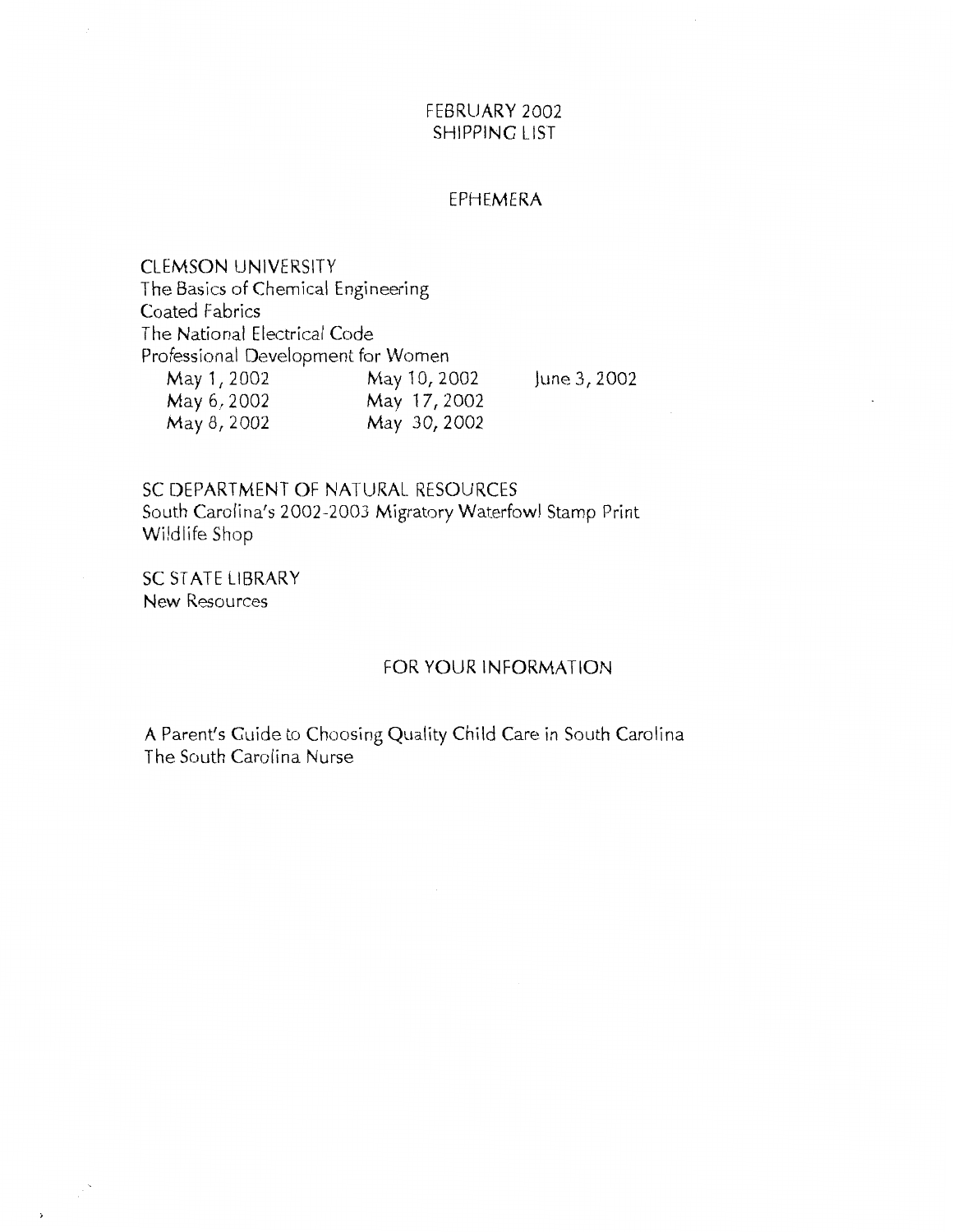# FEBRUARY 2002
# SHIPPING LIST

## EPHEMERA

CLEMSON UNIVERSITY
The Basics of Chemical Engineering
Coated Fabrics
The National Electrical Code
Professional Development for Women

| | | |
|---|---|---|
| May 1, 2002 | May 10, 2002 | June 3, 2002 |
| May 6, 2002 | May 17, 2002 | |
| May 8, 2002 | May 30, 2002 | |

SC DEPARTMENT OF NATURAL RESOURCES
South Carolina's 2002-2003 Migratory Waterfowl Stamp Print
Wildlife Shop

SC STATE LIBRARY
New Resources

## FOR YOUR INFORMATION

A Parent's Guide to Choosing Quality Child Care in South Carolina
The South Carolina Nurse